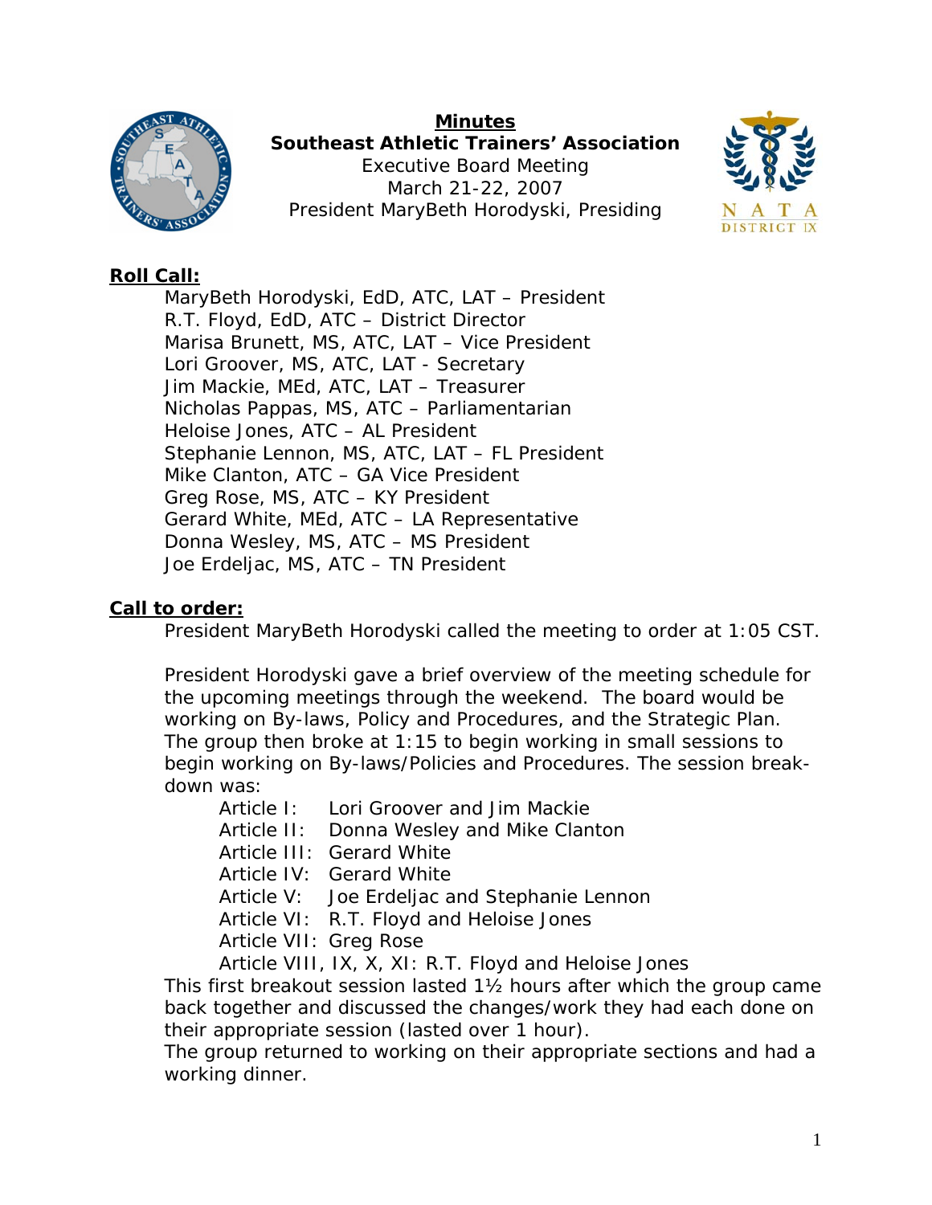# Minutes

**Southeast Athletic Trainers' Association**
Executive Board Meeting
March 21-22, 2007
President MaryBeth Horodyski, Presiding

## Roll Call:

MaryBeth Horodyski, EdD, ATC, LAT – President
R.T. Floyd, EdD, ATC – District Director
Marisa Brunett, MS, ATC, LAT – Vice President
Lori Groover, MS, ATC, LAT - Secretary
Jim Mackie, MEd, ATC, LAT – Treasurer
Nicholas Pappas, MS, ATC – Parliamentarian
Heloise Jones, ATC – AL President
Stephanie Lennon, MS, ATC, LAT – FL President
Mike Clanton, ATC – GA Vice President
Greg Rose, MS, ATC – KY President
Gerard White, MEd, ATC – LA Representative
Donna Wesley, MS, ATC – MS President
Joe Erdeljac, MS, ATC – TN President

## Call to order:

President MaryBeth Horodyski called the meeting to order at 1:05 CST.

President Horodyski gave a brief overview of the meeting schedule for the upcoming meetings through the weekend. The board would be working on By-laws, Policy and Procedures, and the Strategic Plan. The group then broke at 1:15 to begin working in small sessions to begin working on By-laws/Policies and Procedures. The session break-down was:

- Article I: Lori Groover and Jim Mackie
- Article II: Donna Wesley and Mike Clanton
- Article III: Gerard White
- Article IV: Gerard White
- Article V: Joe Erdeljac and Stephanie Lennon
- Article VI: R.T. Floyd and Heloise Jones
- Article VII: Greg Rose
- Article VIII, IX, X, XI: R.T. Floyd and Heloise Jones

This first breakout session lasted 1½ hours after which the group came back together and discussed the changes/work they had each done on their appropriate session (lasted over 1 hour).

The group returned to working on their appropriate sections and had a working dinner.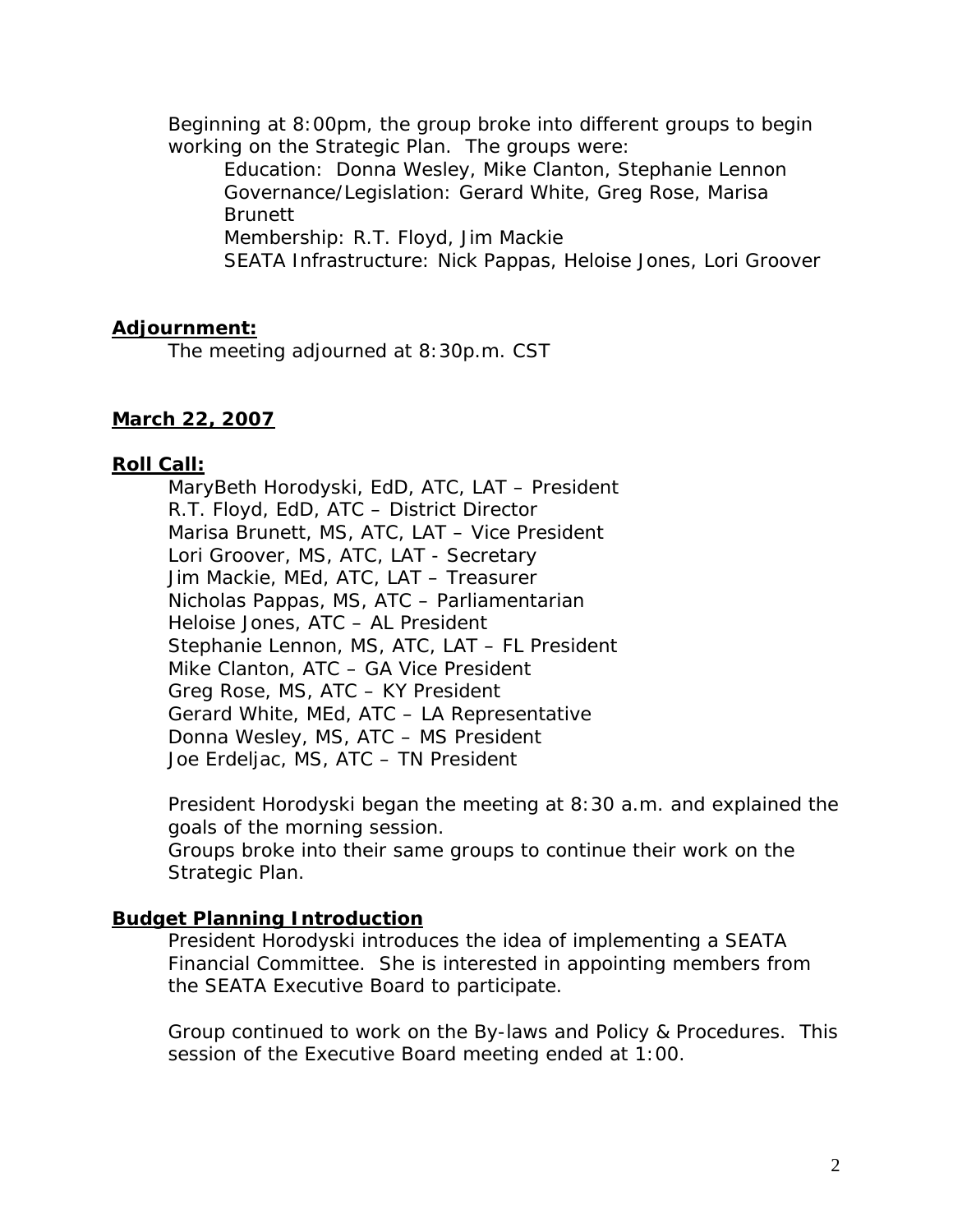Beginning at 8:00pm, the group broke into different groups to begin working on the Strategic Plan. The groups were:

- Education: Donna Wesley, Mike Clanton, Stephanie Lennon
- Governance/Legislation: Gerard White, Greg Rose, Marisa Brunett
- Membership: R.T. Floyd, Jim Mackie
- SEATA Infrastructure: Nick Pappas, Heloise Jones, Lori Groover

**Adjournment:**

The meeting adjourned at 8:30p.m. CST

**March 22, 2007**

**Roll Call:**

MaryBeth Horodyski, EdD, ATC, LAT – President
R.T. Floyd, EdD, ATC – District Director
Marisa Brunett, MS, ATC, LAT – Vice President
Lori Groover, MS, ATC, LAT - Secretary
Jim Mackie, MEd, ATC, LAT – Treasurer
Nicholas Pappas, MS, ATC – Parliamentarian
Heloise Jones, ATC – AL President
Stephanie Lennon, MS, ATC, LAT – FL President
Mike Clanton, ATC – GA Vice President
Greg Rose, MS, ATC – KY President
Gerard White, MEd, ATC – LA Representative
Donna Wesley, MS, ATC – MS President
Joe Erdeljac, MS, ATC – TN President

President Horodyski began the meeting at 8:30 a.m. and explained the goals of the morning session.
Groups broke into their same groups to continue their work on the Strategic Plan.

**Budget Planning Introduction**

President Horodyski introduces the idea of implementing a SEATA Financial Committee. She is interested in appointing members from the SEATA Executive Board to participate.

Group continued to work on the By-laws and Policy & Procedures. This session of the Executive Board meeting ended at 1:00.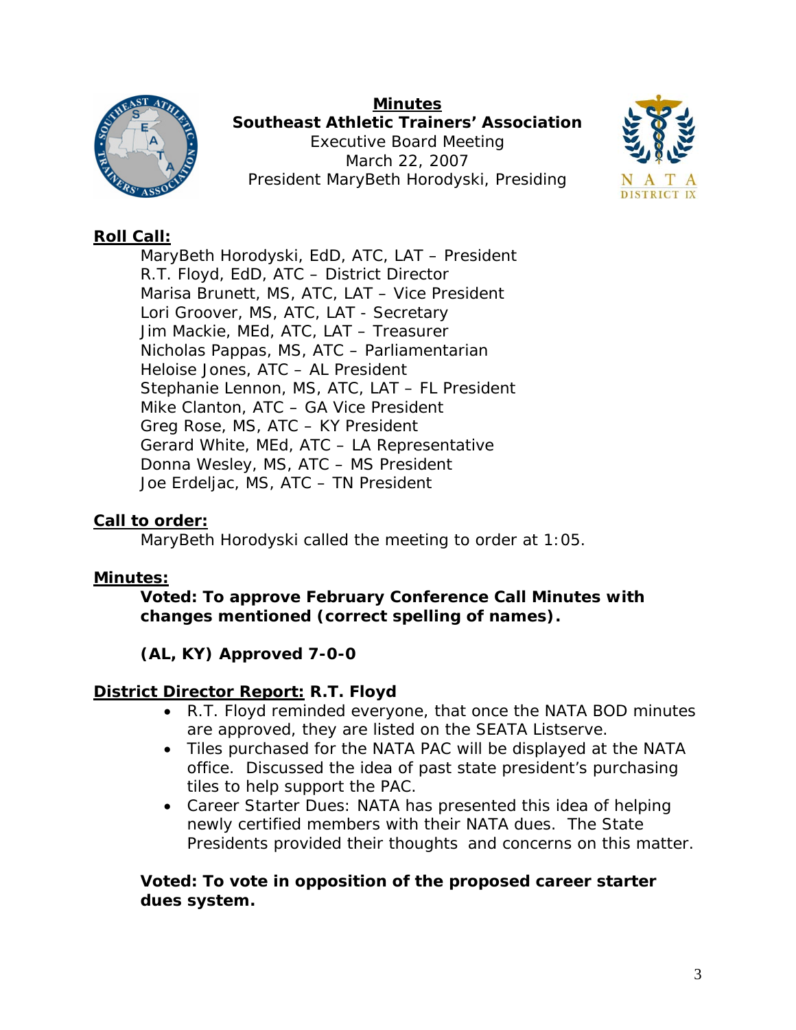**Minutes**
**Southeast Athletic Trainers' Association**
Executive Board Meeting
March 22, 2007
President MaryBeth Horodyski, Presiding

## Roll Call:

MaryBeth Horodyski, EdD, ATC, LAT – President
R.T. Floyd, EdD, ATC – District Director
Marisa Brunett, MS, ATC, LAT – Vice President
Lori Groover, MS, ATC, LAT - Secretary
Jim Mackie, MEd, ATC, LAT – Treasurer
Nicholas Pappas, MS, ATC – Parliamentarian
Heloise Jones, ATC – AL President
Stephanie Lennon, MS, ATC, LAT – FL President
Mike Clanton, ATC – GA Vice President
Greg Rose, MS, ATC – KY President
Gerard White, MEd, ATC – LA Representative
Donna Wesley, MS, ATC – MS President
Joe Erdeljac, MS, ATC – TN President

## Call to order:

MaryBeth Horodyski called the meeting to order at 1:05.

## Minutes:

**Voted: To approve February Conference Call Minutes with changes mentioned (correct spelling of names).**

**(AL, KY) Approved 7-0-0**

## District Director Report: R.T. Floyd

- R.T. Floyd reminded everyone, that once the NATA BOD minutes are approved, they are listed on the SEATA Listserve.
- Tiles purchased for the NATA PAC will be displayed at the NATA office. Discussed the idea of past state president's purchasing tiles to help support the PAC.
- Career Starter Dues: NATA has presented this idea of helping newly certified members with their NATA dues. The State Presidents provided their thoughts and concerns on this matter.

**Voted: To vote in opposition of the proposed career starter dues system.**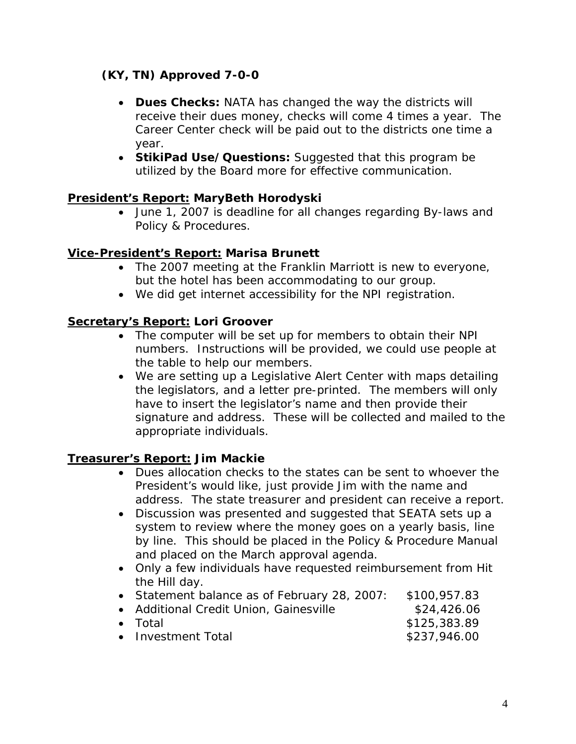**(KY, TN) Approved 7-0-0**

- **Dues Checks:** NATA has changed the way the districts will receive their dues money, checks will come 4 times a year. The Career Center check will be paid out to the districts one time a year.
- **StikiPad Use/Questions:** Suggested that this program be utilized by the Board more for effective communication.

**President's Report: MaryBeth Horodyski**

- June 1, 2007 is deadline for all changes regarding By-laws and Policy & Procedures.

**Vice-President's Report: Marisa Brunett**

- The 2007 meeting at the Franklin Marriott is new to everyone, but the hotel has been accommodating to our group.
- We did get internet accessibility for the NPI registration.

**Secretary's Report: Lori Groover**

- The computer will be set up for members to obtain their NPI numbers. Instructions will be provided, we could use people at the table to help our members.
- We are setting up a Legislative Alert Center with maps detailing the legislators, and a letter pre-printed. The members will only have to insert the legislator's name and then provide their signature and address. These will be collected and mailed to the appropriate individuals.

**Treasurer's Report: Jim Mackie**

- Dues allocation checks to the states can be sent to whoever the President's would like, just provide Jim with the name and address. The state treasurer and president can receive a report.
- Discussion was presented and suggested that SEATA sets up a system to review where the money goes on a yearly basis, line by line. This should be placed in the Policy & Procedure Manual and placed on the March approval agenda.
- Only a few individuals have requested reimbursement from Hit the Hill day.
- Statement balance as of February 28, 2007: $100,957.83
- Additional Credit Union, Gainesville $24,426.06
- Total $125,383.89
- Investment Total $237,946.00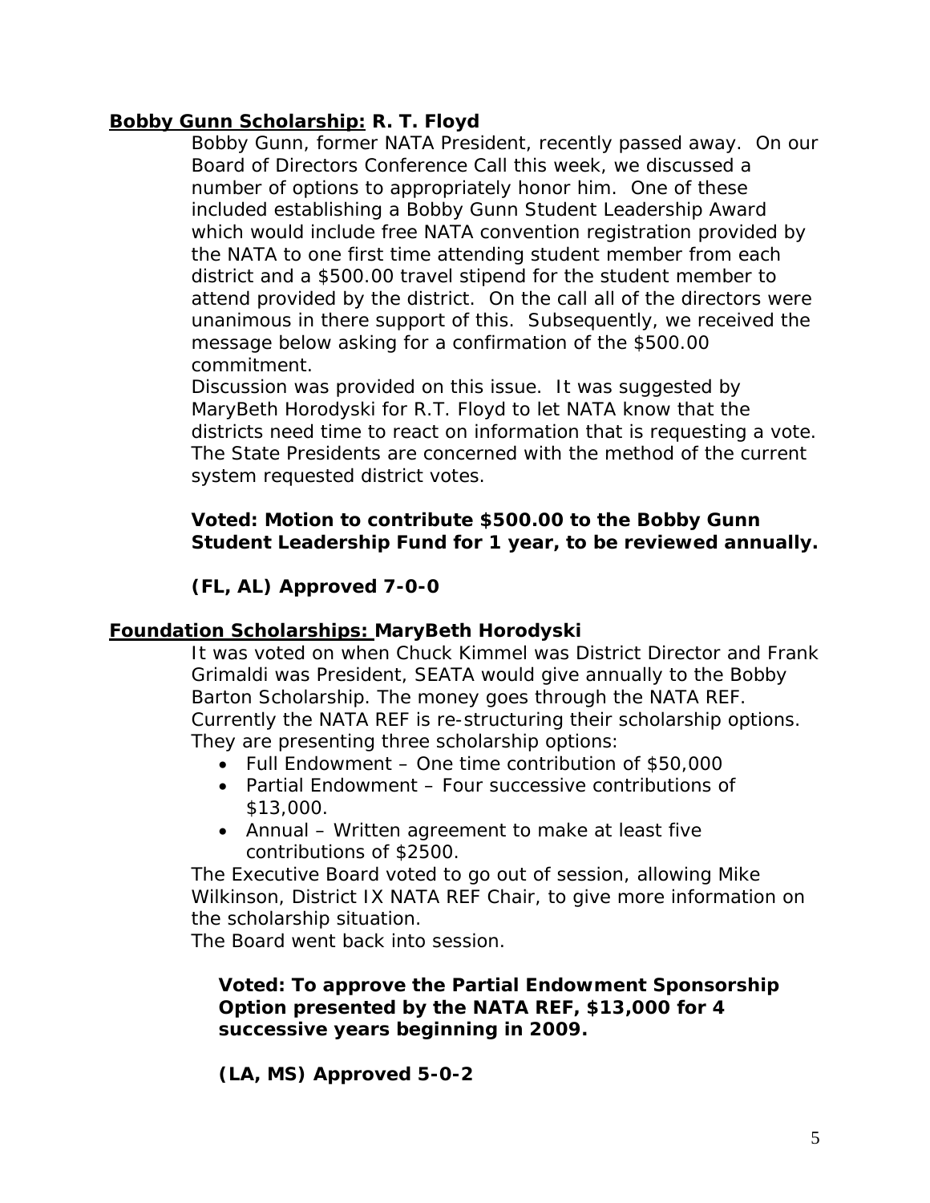**<u>Bobby Gunn Scholarship:</u> R. T. Floyd**

Bobby Gunn, former NATA President, recently passed away. On our Board of Directors Conference Call this week, we discussed a number of options to appropriately honor him. One of these included establishing a Bobby Gunn Student Leadership Award which would include free NATA convention registration provided by the NATA to one first time attending student member from each district and a $500.00 travel stipend for the student member to attend provided by the district. On the call all of the directors were unanimous in there support of this. Subsequently, we received the message below asking for a confirmation of the $500.00 commitment.

Discussion was provided on this issue. It was suggested by MaryBeth Horodyski for R.T. Floyd to let NATA know that the districts need time to react on information that is requesting a vote. The State Presidents are concerned with the method of the current system requested district votes.

**Voted: Motion to contribute $500.00 to the Bobby Gunn Student Leadership Fund for 1 year, to be reviewed annually.**

**(FL, AL) Approved 7-0-0**

**<u>Foundation Scholarships:</u> MaryBeth Horodyski**

It was voted on when Chuck Kimmel was District Director and Frank Grimaldi was President, SEATA would give annually to the Bobby Barton Scholarship. The money goes through the NATA REF. Currently the NATA REF is re-structuring their scholarship options. They are presenting three scholarship options:

- Full Endowment – One time contribution of $50,000
- Partial Endowment – Four successive contributions of $13,000.
- Annual – Written agreement to make at least five contributions of $2500.

The Executive Board voted to go out of session, allowing Mike Wilkinson, District IX NATA REF Chair, to give more information on the scholarship situation.

The Board went back into session.

**Voted: To approve the Partial Endowment Sponsorship Option presented by the NATA REF, $13,000 for 4 successive years beginning in 2009.**

**(LA, MS) Approved 5-0-2**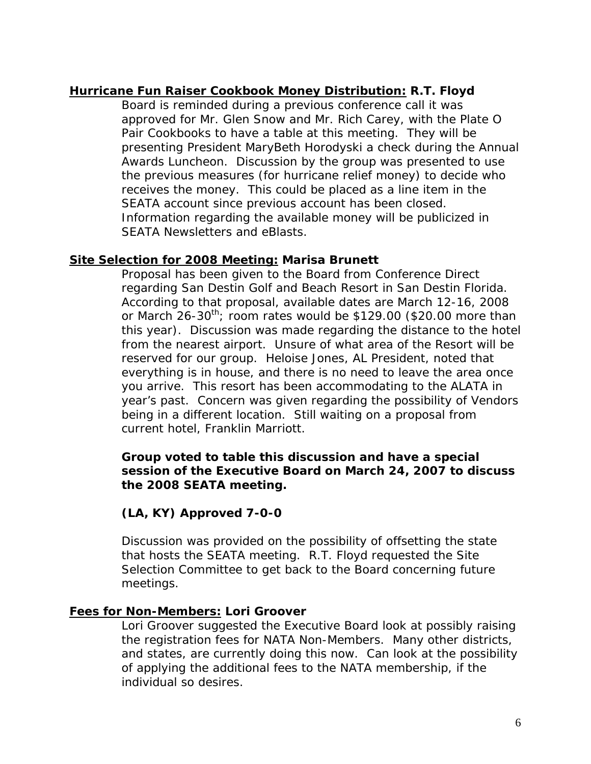**Hurricane Fun Raiser Cookbook Money Distribution: R.T. Floyd**

Board is reminded during a previous conference call it was approved for Mr. Glen Snow and Mr. Rich Carey, with the Plate O Pair Cookbooks to have a table at this meeting. They will be presenting President MaryBeth Horodyski a check during the Annual Awards Luncheon. Discussion by the group was presented to use the previous measures (for hurricane relief money) to decide who receives the money. This could be placed as a line item in the SEATA account since previous account has been closed. Information regarding the available money will be publicized in SEATA Newsletters and eBlasts.

**Site Selection for 2008 Meeting: Marisa Brunett**

Proposal has been given to the Board from Conference Direct regarding San Destin Golf and Beach Resort in San Destin Florida. According to that proposal, available dates are March 12-16, 2008 or March 26-30th; room rates would be $129.00 ($20.00 more than this year). Discussion was made regarding the distance to the hotel from the nearest airport. Unsure of what area of the Resort will be reserved for our group. Heloise Jones, AL President, noted that everything is in house, and there is no need to leave the area once you arrive. This resort has been accommodating to the ALATA in year's past. Concern was given regarding the possibility of Vendors being in a different location. Still waiting on a proposal from current hotel, Franklin Marriott.

**Group voted to table this discussion and have a special session of the Executive Board on March 24, 2007 to discuss the 2008 SEATA meeting.**

**(LA, KY) Approved 7-0-0**

Discussion was provided on the possibility of offsetting the state that hosts the SEATA meeting. R.T. Floyd requested the Site Selection Committee to get back to the Board concerning future meetings.

**Fees for Non-Members: Lori Groover**

Lori Groover suggested the Executive Board look at possibly raising the registration fees for NATA Non-Members. Many other districts, and states, are currently doing this now. Can look at the possibility of applying the additional fees to the NATA membership, if the individual so desires.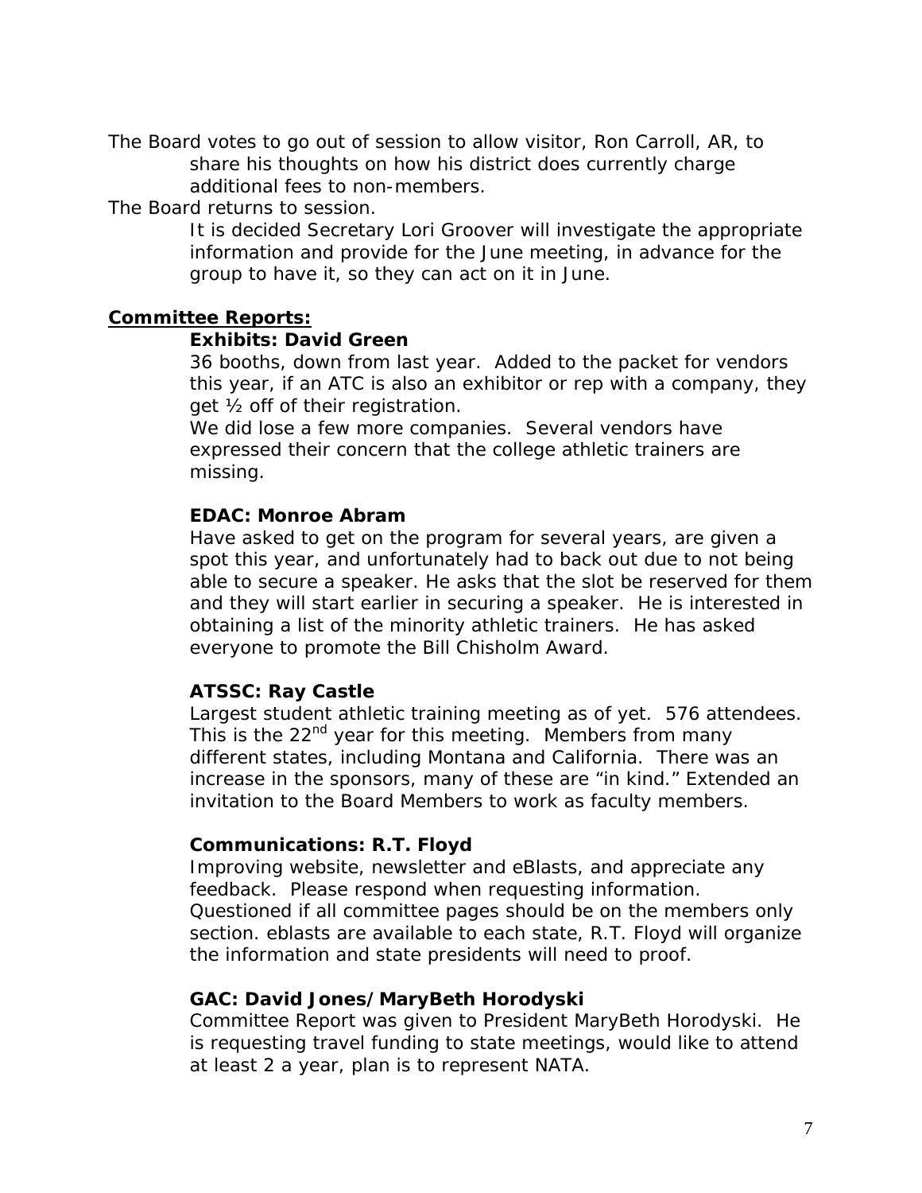The Board votes to go out of session to allow visitor, Ron Carroll, AR, to share his thoughts on how his district does currently charge additional fees to non-members.

The Board returns to session.

It is decided Secretary Lori Groover will investigate the appropriate information and provide for the June meeting, in advance for the group to have it, so they can act on it in June.

**Committee Reports:**

**Exhibits: David Green**

36 booths, down from last year. Added to the packet for vendors this year, if an ATC is also an exhibitor or rep with a company, they get ½ off of their registration.

We did lose a few more companies. Several vendors have expressed their concern that the college athletic trainers are missing.

**EDAC: Monroe Abram**

Have asked to get on the program for several years, are given a spot this year, and unfortunately had to back out due to not being able to secure a speaker. He asks that the slot be reserved for them and they will start earlier in securing a speaker. He is interested in obtaining a list of the minority athletic trainers. He has asked everyone to promote the Bill Chisholm Award.

**ATSSC: Ray Castle**

Largest student athletic training meeting as of yet. 576 attendees. This is the 22nd year for this meeting. Members from many different states, including Montana and California. There was an increase in the sponsors, many of these are "in kind." Extended an invitation to the Board Members to work as faculty members.

**Communications: R.T. Floyd**

Improving website, newsletter and eBlasts, and appreciate any feedback. Please respond when requesting information. Questioned if all committee pages should be on the members only section. eblasts are available to each state, R.T. Floyd will organize the information and state presidents will need to proof.

**GAC: David Jones/MaryBeth Horodyski**

Committee Report was given to President MaryBeth Horodyski. He is requesting travel funding to state meetings, would like to attend at least 2 a year, plan is to represent NATA.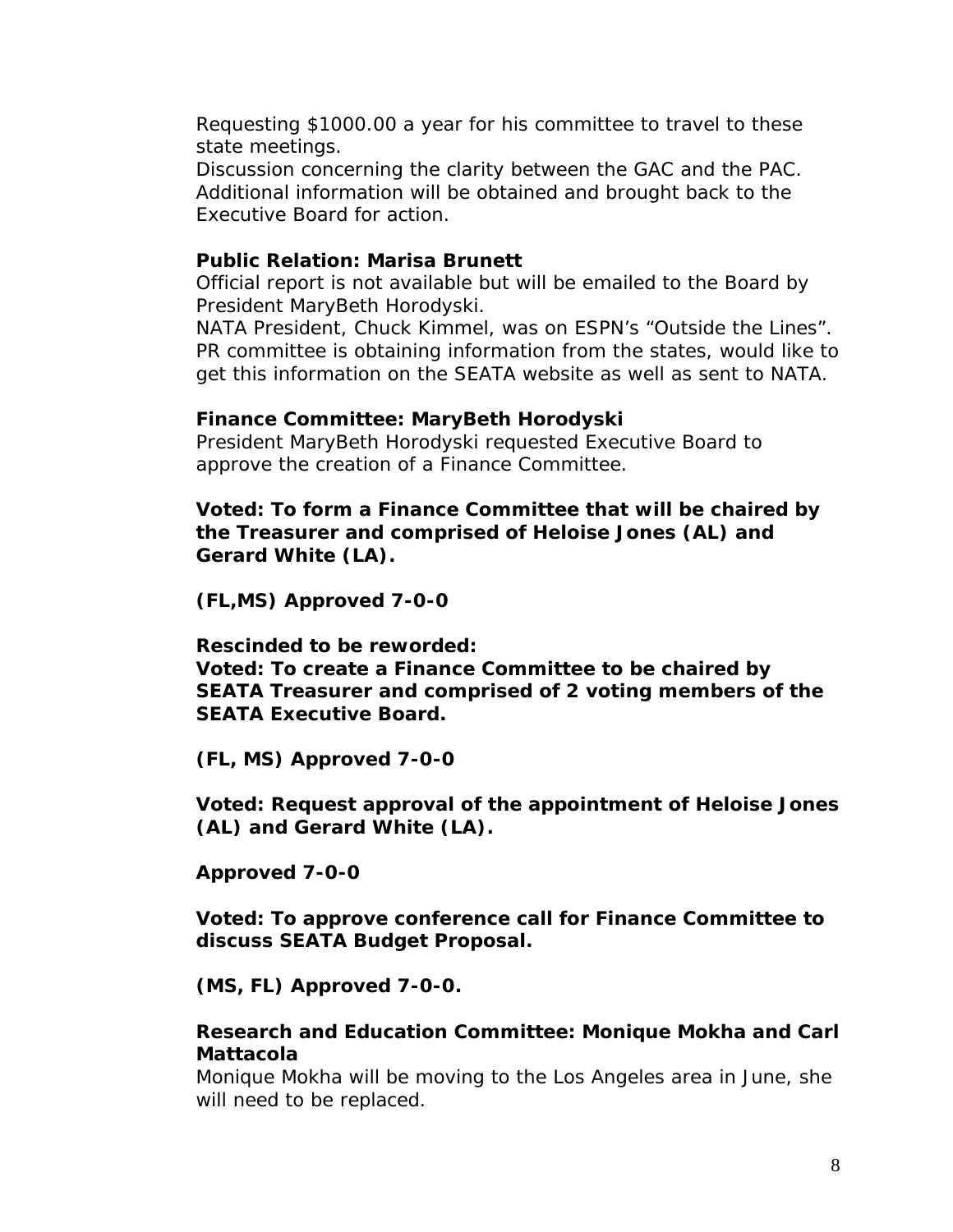Requesting $1000.00 a year for his committee to travel to these state meetings.
Discussion concerning the clarity between the GAC and the PAC. Additional information will be obtained and brought back to the Executive Board for action.

**Public Relation: Marisa Brunett**
Official report is not available but will be emailed to the Board by President MaryBeth Horodyski.
NATA President, Chuck Kimmel, was on ESPN's "Outside the Lines". PR committee is obtaining information from the states, would like to get this information on the SEATA website as well as sent to NATA.

**Finance Committee: MaryBeth Horodyski**
President MaryBeth Horodyski requested Executive Board to approve the creation of a Finance Committee.

**Voted: To form a Finance Committee that will be chaired by the Treasurer and comprised of Heloise Jones (AL) and Gerard White (LA).**

**(FL,MS) Approved 7-0-0**

**Rescinded to be reworded:**
**Voted: To create a Finance Committee to be chaired by SEATA Treasurer and comprised of 2 voting members of the SEATA Executive Board.**

**(FL, MS) Approved 7-0-0**

**Voted: Request approval of the appointment of Heloise Jones (AL) and Gerard White (LA).**

**Approved 7-0-0**

**Voted: To approve conference call for Finance Committee to discuss SEATA Budget Proposal.**

**(MS, FL) Approved 7-0-0.**

**Research and Education Committee: Monique Mokha and Carl Mattacola**
Monique Mokha will be moving to the Los Angeles area in June, she will need to be replaced.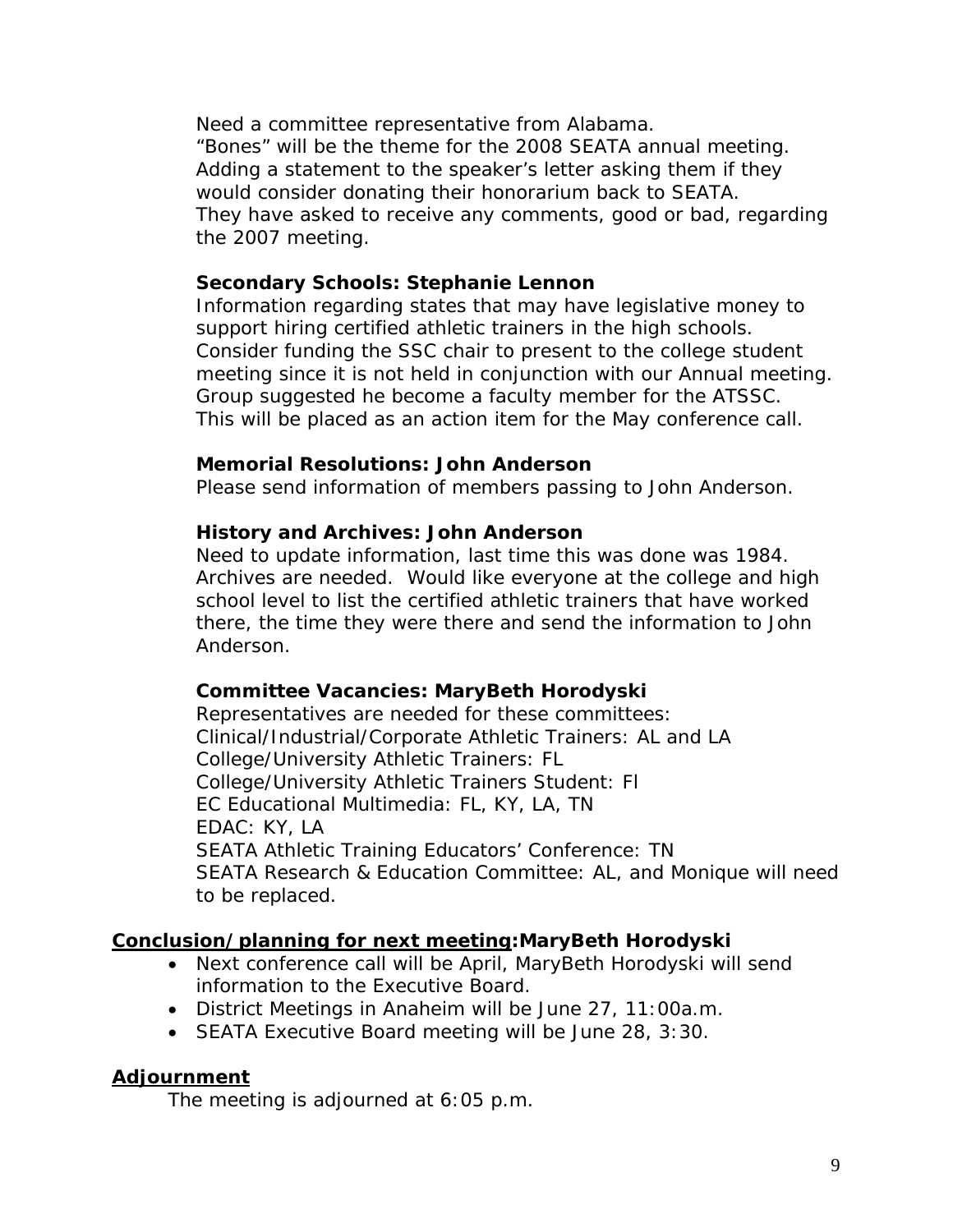Need a committee representative from Alabama.
“Bones” will be the theme for the 2008 SEATA annual meeting.
Adding a statement to the speaker’s letter asking them if they would consider donating their honorarium back to SEATA.
They have asked to receive any comments, good or bad, regarding the 2007 meeting.

**Secondary Schools: Stephanie Lennon**
Information regarding states that may have legislative money to support hiring certified athletic trainers in the high schools.
Consider funding the SSC chair to present to the college student meeting since it is not held in conjunction with our Annual meeting.
Group suggested he become a faculty member for the ATSSC.
This will be placed as an action item for the May conference call.

**Memorial Resolutions: John Anderson**
Please send information of members passing to John Anderson.

**History and Archives: John Anderson**
Need to update information, last time this was done was 1984.
Archives are needed. Would like everyone at the college and high school level to list the certified athletic trainers that have worked there, the time they were there and send the information to John Anderson.

**Committee Vacancies: MaryBeth Horodyski**
Representatives are needed for these committees:
Clinical/Industrial/Corporate Athletic Trainers: AL and LA
College/University Athletic Trainers: FL
College/University Athletic Trainers Student: Fl
EC Educational Multimedia: FL, KY, LA, TN
EDAC: KY, LA
SEATA Athletic Training Educators’ Conference: TN
SEATA Research & Education Committee: AL, and Monique will need to be replaced.

**<u>Conclusion/planning for next meeting</u>:MaryBeth Horodyski**

- Next conference call will be April, MaryBeth Horodyski will send information to the Executive Board.
- District Meetings in Anaheim will be June 27, 11:00a.m.
- SEATA Executive Board meeting will be June 28, 3:30.

**<u>Adjournment</u>**

The meeting is adjourned at 6:05 p.m.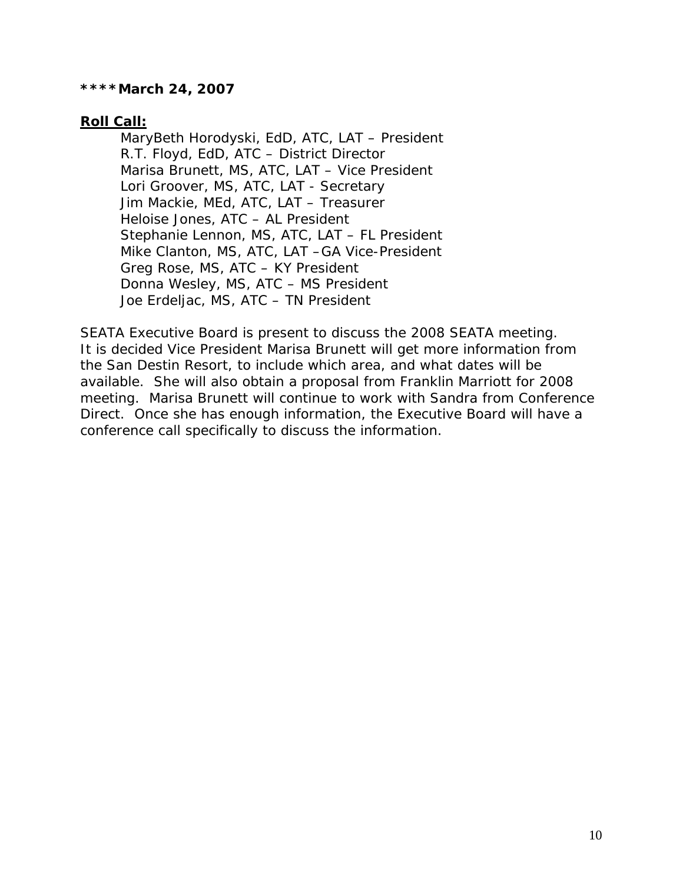**\*\*\*\*March 24, 2007**

**Roll Call:**

MaryBeth Horodyski, EdD, ATC, LAT – President
R.T. Floyd, EdD, ATC – District Director
Marisa Brunett, MS, ATC, LAT – Vice President
Lori Groover, MS, ATC, LAT - Secretary
Jim Mackie, MEd, ATC, LAT – Treasurer
Heloise Jones, ATC – AL President
Stephanie Lennon, MS, ATC, LAT – FL President
Mike Clanton, MS, ATC, LAT –GA Vice-President
Greg Rose, MS, ATC – KY President
Donna Wesley, MS, ATC – MS President
Joe Erdeljac, MS, ATC – TN President

SEATA Executive Board is present to discuss the 2008 SEATA meeting. It is decided Vice President Marisa Brunett will get more information from the San Destin Resort, to include which area, and what dates will be available. She will also obtain a proposal from Franklin Marriott for 2008 meeting. Marisa Brunett will continue to work with Sandra from Conference Direct. Once she has enough information, the Executive Board will have a conference call specifically to discuss the information.